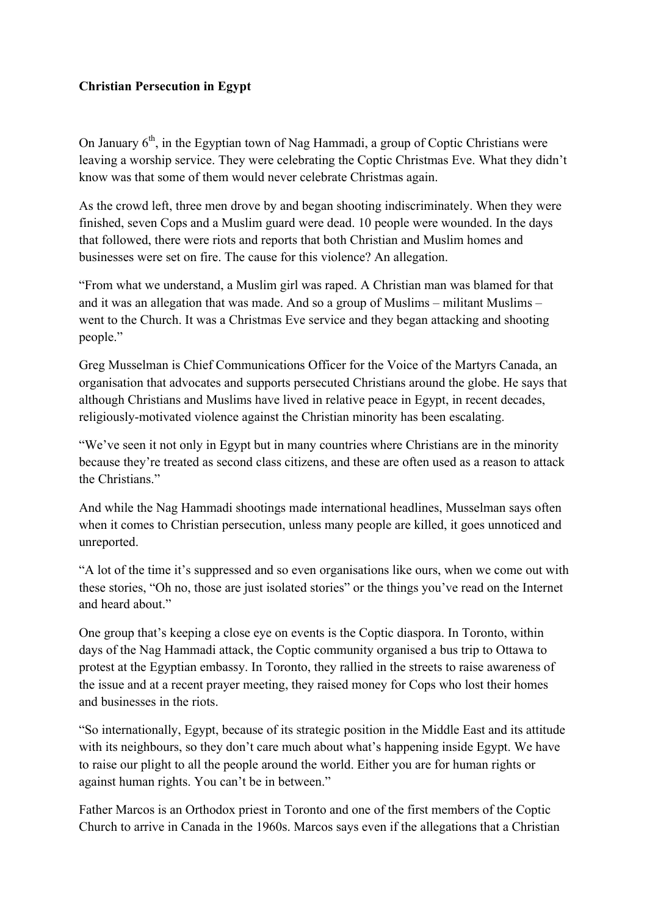**Christian Persecution in Egypt**

On January 6th, in the Egyptian town of Nag Hammadi, a group of Coptic Christians were leaving a worship service. They were celebrating the Coptic Christmas Eve. What they didn't know was that some of them would never celebrate Christmas again.

As the crowd left, three men drove by and began shooting indiscriminately. When they were finished, seven Cops and a Muslim guard were dead. 10 people were wounded. In the days that followed, there were riots and reports that both Christian and Muslim homes and businesses were set on fire. The cause for this violence? An allegation.

"From what we understand, a Muslim girl was raped. A Christian man was blamed for that and it was an allegation that was made. And so a group of Muslims – militant Muslims – went to the Church. It was a Christmas Eve service and they began attacking and shooting people."

Greg Musselman is Chief Communications Officer for the Voice of the Martyrs Canada, an organisation that advocates and supports persecuted Christians around the globe. He says that although Christians and Muslims have lived in relative peace in Egypt, in recent decades, religiously-motivated violence against the Christian minority has been escalating.

"We've seen it not only in Egypt but in many countries where Christians are in the minority because they're treated as second class citizens, and these are often used as a reason to attack the Christians."

And while the Nag Hammadi shootings made international headlines, Musselman says often when it comes to Christian persecution, unless many people are killed, it goes unnoticed and unreported.

"A lot of the time it's suppressed and so even organisations like ours, when we come out with these stories, "Oh no, those are just isolated stories" or the things you've read on the Internet and heard about."

One group that's keeping a close eye on events is the Coptic diaspora. In Toronto, within days of the Nag Hammadi attack, the Coptic community organised a bus trip to Ottawa to protest at the Egyptian embassy. In Toronto, they rallied in the streets to raise awareness of the issue and at a recent prayer meeting, they raised money for Cops who lost their homes and businesses in the riots.

"So internationally, Egypt, because of its strategic position in the Middle East and its attitude with its neighbours, so they don't care much about what's happening inside Egypt. We have to raise our plight to all the people around the world. Either you are for human rights or against human rights. You can't be in between."

Father Marcos is an Orthodox priest in Toronto and one of the first members of the Coptic Church to arrive in Canada in the 1960s. Marcos says even if the allegations that a Christian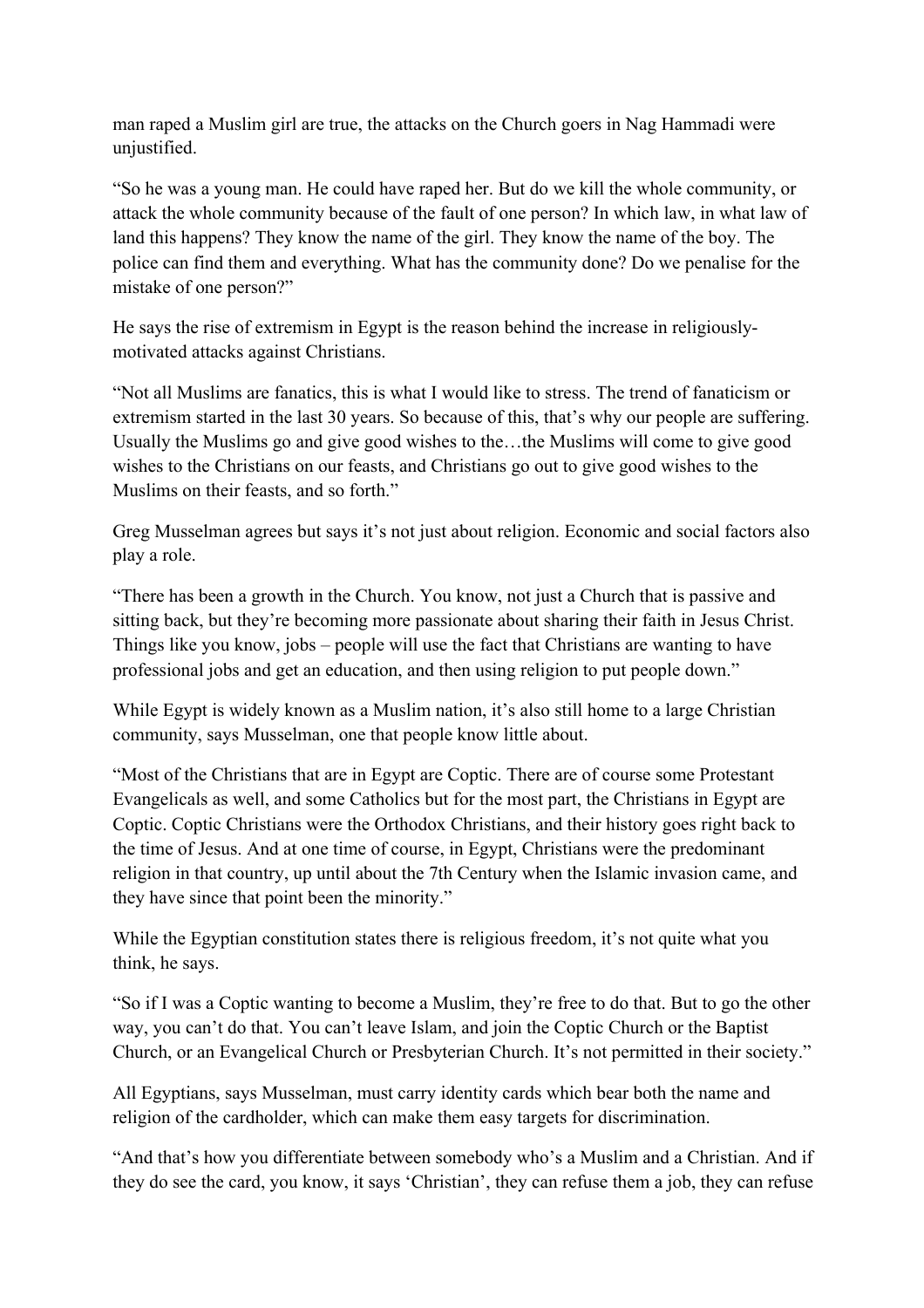man raped a Muslim girl are true, the attacks on the Church goers in Nag Hammadi were unjustified.

"So he was a young man. He could have raped her. But do we kill the whole community, or attack the whole community because of the fault of one person? In which law, in what law of land this happens? They know the name of the girl. They know the name of the boy. The police can find them and everything. What has the community done? Do we penalise for the mistake of one person?"

He says the rise of extremism in Egypt is the reason behind the increase in religiously-motivated attacks against Christians.

"Not all Muslims are fanatics, this is what I would like to stress. The trend of fanaticism or extremism started in the last 30 years. So because of this, that's why our people are suffering. Usually the Muslims go and give good wishes to the…the Muslims will come to give good wishes to the Christians on our feasts, and Christians go out to give good wishes to the Muslims on their feasts, and so forth."

Greg Musselman agrees but says it's not just about religion. Economic and social factors also play a role.

"There has been a growth in the Church. You know, not just a Church that is passive and sitting back, but they're becoming more passionate about sharing their faith in Jesus Christ. Things like you know, jobs – people will use the fact that Christians are wanting to have professional jobs and get an education, and then using religion to put people down."

While Egypt is widely known as a Muslim nation, it's also still home to a large Christian community, says Musselman, one that people know little about.

"Most of the Christians that are in Egypt are Coptic. There are of course some Protestant Evangelicals as well, and some Catholics but for the most part, the Christians in Egypt are Coptic. Coptic Christians were the Orthodox Christians, and their history goes right back to the time of Jesus. And at one time of course, in Egypt, Christians were the predominant religion in that country, up until about the 7th Century when the Islamic invasion came, and they have since that point been the minority."

While the Egyptian constitution states there is religious freedom, it's not quite what you think, he says.

"So if I was a Coptic wanting to become a Muslim, they're free to do that. But to go the other way, you can't do that. You can't leave Islam, and join the Coptic Church or the Baptist Church, or an Evangelical Church or Presbyterian Church. It's not permitted in their society."

All Egyptians, says Musselman, must carry identity cards which bear both the name and religion of the cardholder, which can make them easy targets for discrimination.

"And that's how you differentiate between somebody who's a Muslim and a Christian. And if they do see the card, you know, it says 'Christian', they can refuse them a job, they can refuse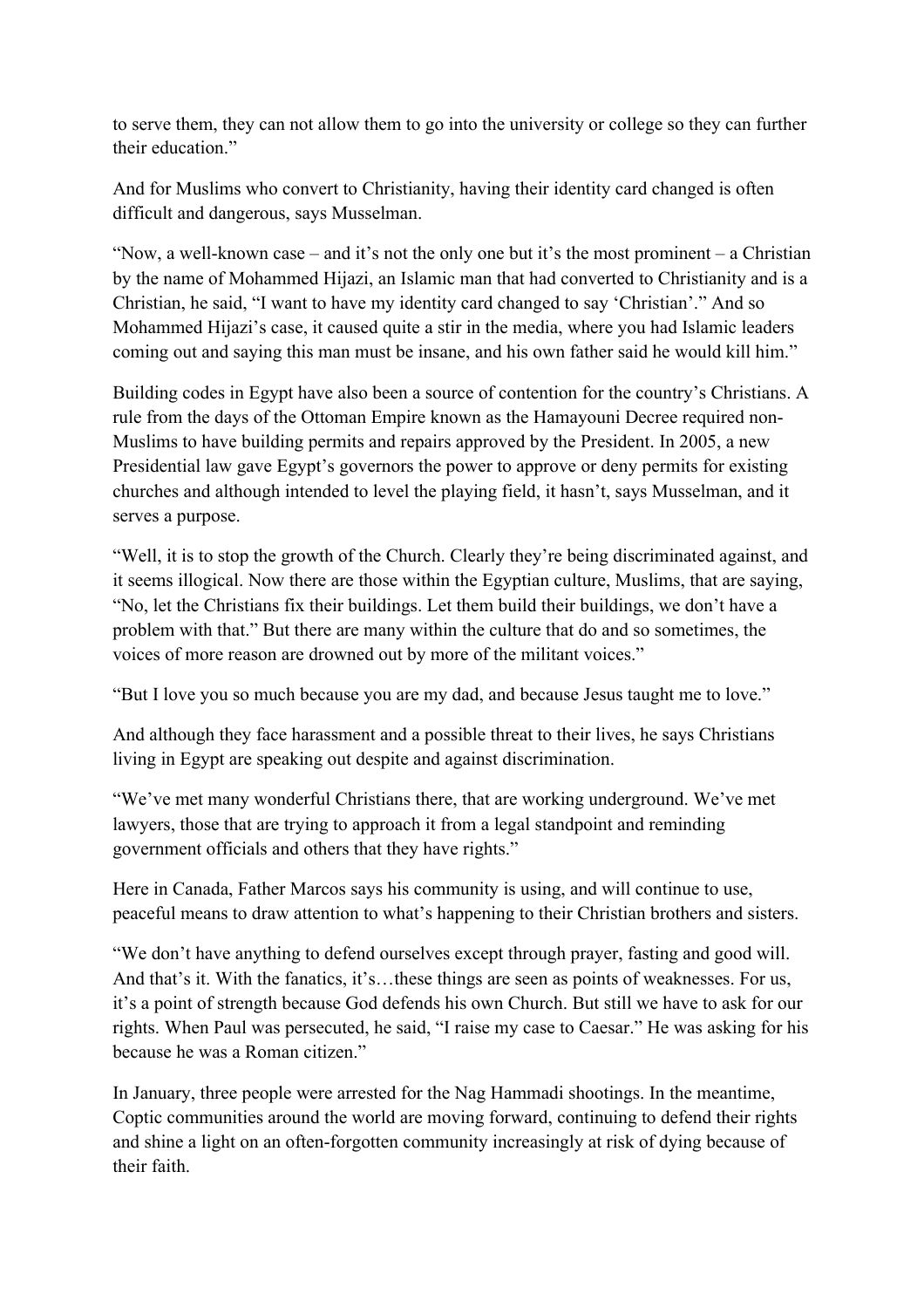to serve them, they can not allow them to go into the university or college so they can further their education."

And for Muslims who convert to Christianity, having their identity card changed is often difficult and dangerous, says Musselman.

"Now, a well-known case – and it's not the only one but it's the most prominent – a Christian by the name of Mohammed Hijazi, an Islamic man that had converted to Christianity and is a Christian, he said, "I want to have my identity card changed to say 'Christian'." And so Mohammed Hijazi's case, it caused quite a stir in the media, where you had Islamic leaders coming out and saying this man must be insane, and his own father said he would kill him."

Building codes in Egypt have also been a source of contention for the country's Christians. A rule from the days of the Ottoman Empire known as the Hamayouni Decree required non-Muslims to have building permits and repairs approved by the President. In 2005, a new Presidential law gave Egypt's governors the power to approve or deny permits for existing churches and although intended to level the playing field, it hasn't, says Musselman, and it serves a purpose.

"Well, it is to stop the growth of the Church. Clearly they're being discriminated against, and it seems illogical. Now there are those within the Egyptian culture, Muslims, that are saying, "No, let the Christians fix their buildings. Let them build their buildings, we don't have a problem with that." But there are many within the culture that do and so sometimes, the voices of more reason are drowned out by more of the militant voices."

"But I love you so much because you are my dad, and because Jesus taught me to love."

And although they face harassment and a possible threat to their lives, he says Christians living in Egypt are speaking out despite and against discrimination.

"We've met many wonderful Christians there, that are working underground. We've met lawyers, those that are trying to approach it from a legal standpoint and reminding government officials and others that they have rights."

Here in Canada, Father Marcos says his community is using, and will continue to use, peaceful means to draw attention to what's happening to their Christian brothers and sisters.

"We don't have anything to defend ourselves except through prayer, fasting and good will. And that's it. With the fanatics, it's…these things are seen as points of weaknesses. For us, it's a point of strength because God defends his own Church. But still we have to ask for our rights. When Paul was persecuted, he said, "I raise my case to Caesar." He was asking for his because he was a Roman citizen."

In January, three people were arrested for the Nag Hammadi shootings. In the meantime, Coptic communities around the world are moving forward, continuing to defend their rights and shine a light on an often-forgotten community increasingly at risk of dying because of their faith.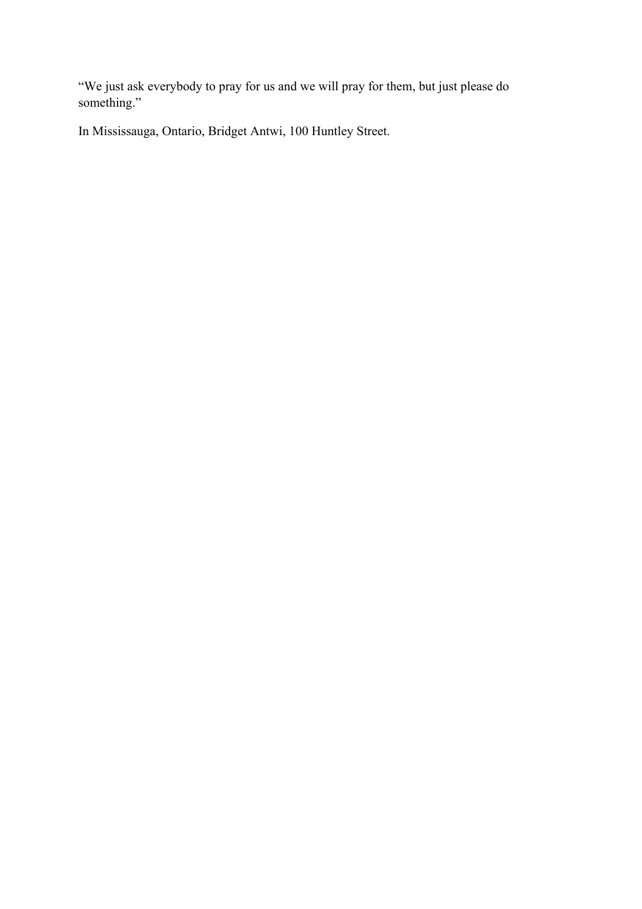"We just ask everybody to pray for us and we will pray for them, but just please do something."

In Mississauga, Ontario, Bridget Antwi, 100 Huntley Street.